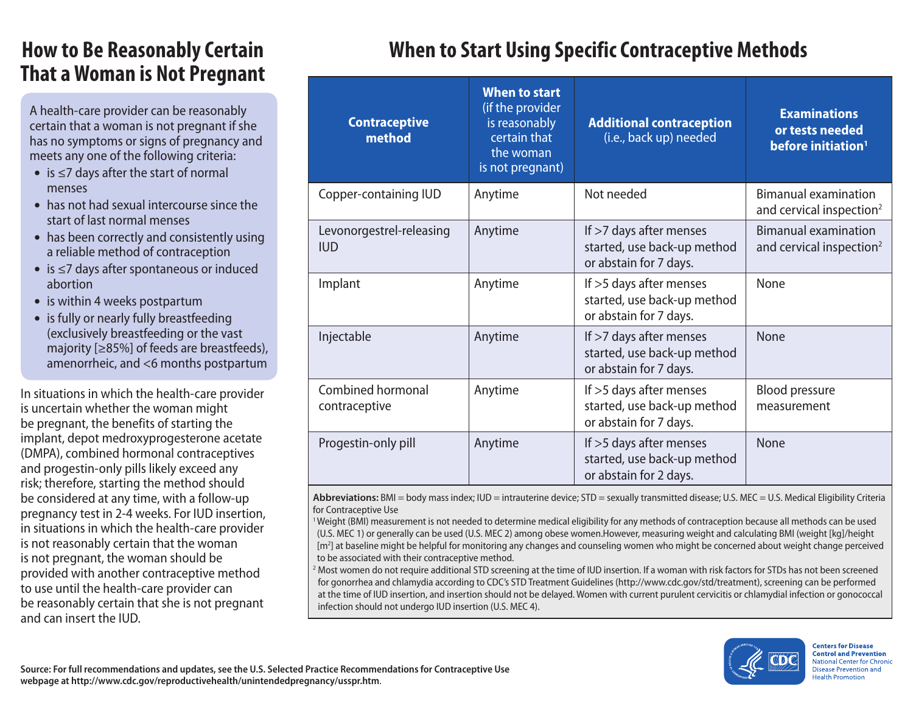# How to Be Reasonably Certain That a Woman is Not Pregnant

A health-care provider can be reasonably certain that a woman is not pregnant if she has no symptoms or signs of pregnancy and meets any one of the following criteria:

- is ≤7 days after the start of normal menses
- has not had sexual intercourse since the start of last normal menses
- has been correctly and consistently using a reliable method of contraception
- is ≤7 days after spontaneous or induced abortion
- is within 4 weeks postpartum
- is fully or nearly fully breastfeeding (exclusively breastfeeding or the vast majority [≥85%] of feeds are breastfeeds), amenorrheic, and <6 months postpartum

In situations in which the health-care provider is uncertain whether the woman might be pregnant, the benefits of starting the implant, depot medroxyprogesterone acetate (DMPA), combined hormonal contraceptives and progestin-only pills likely exceed any risk; therefore, starting the method should be considered at any time, with a follow-up pregnancy test in 2-4 weeks. For IUD insertion, in situations in which the health-care provider is not reasonably certain that the woman is not pregnant, the woman should be provided with another contraceptive method to use until the health-care provider can be reasonably certain that she is not pregnant and can insert the IUD.

# When to Start Using Specific Contraceptive Methods

| **Contraceptive method** | **When to start** (if the provider is reasonably certain that the woman is not pregnant) | **Additional contraception** (i.e., back up) needed | **Examinations or tests needed before initiation**[1] |
|---|---|---|---|
| Copper-containing IUD | Anytime | Not needed | Bimanual examination and cervical inspection[2] |
| Levonorgestrel-releasing IUD | Anytime | If >7 days after menses started, use back-up method or abstain for 7 days. | Bimanual examination and cervical inspection[2] |
| Implant | Anytime | If >5 days after menses started, use back-up method or abstain for 7 days. | None |
| Injectable | Anytime | If >7 days after menses started, use back-up method or abstain for 7 days. | None |
| Combined hormonal contraceptive | Anytime | If >5 days after menses started, use back-up method or abstain for 7 days. | Blood pressure measurement |
| Progestin-only pill | Anytime | If >5 days after menses started, use back-up method or abstain for 2 days. | None |

**Abbreviations:** BMI = body mass index; IUD = intrauterine device; STD = sexually transmitted disease; U.S. MEC = U.S. Medical Eligibility Criteria for Contraceptive Use

[1] Weight (BMI) measurement is not needed to determine medical eligibility for any methods of contraception because all methods can be used (U.S. MEC 1) or generally can be used (U.S. MEC 2) among obese women.However, measuring weight and calculating BMI (weight [kg]/height [m$^2$] at baseline might be helpful for monitoring any changes and counseling women who might be concerned about weight change perceived to be associated with their contraceptive method.

[2] Most women do not require additional STD screening at the time of IUD insertion. If a woman with risk factors for STDs has not been screened for gonorrhea and chlamydia according to CDC's STD Treatment Guidelines (http://www.cdc.gov/std/treatment), screening can be performed at the time of IUD insertion, and insertion should not be delayed. Women with current purulent cervicitis or chlamydial infection or gonococcal infection should not undergo IUD insertion (U.S. MEC 4).

**Source: For full recommendations and updates, see the U.S. Selected Practice Recommendations for Contraceptive Use webpage at http://www.cdc.gov/reproductivehealth/unintendedpregnancy/usspr.htm**.

**Centers for Disease Control and Prevention**
National Center for Chronic Disease Prevention and Health Promotion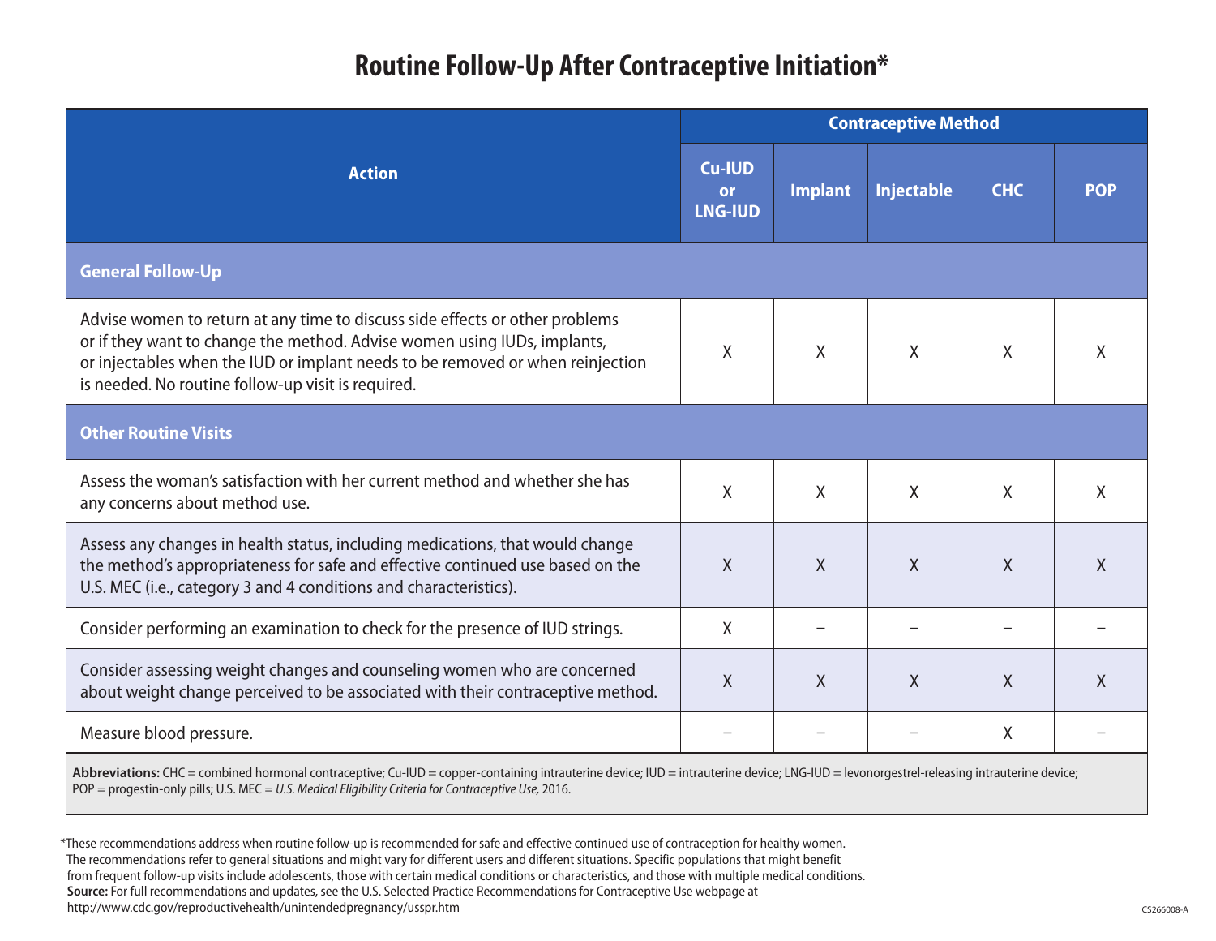# Routine Follow-Up After Contraceptive Initiation*

| Action | Contraceptive Method | | | | |
|---|---|---|---|---|---|
| | Cu-IUD or LNG-IUD | Implant | Injectable | CHC | POP |
| **General Follow-Up** | | | | | |
| Advise women to return at any time to discuss side effects or other problems or if they want to change the method. Advise women using IUDs, implants, or injectables when the IUD or implant needs to be removed or when reinjection is needed. No routine follow-up visit is required. | X | X | X | X | X |
| **Other Routine Visits** | | | | | |
| Assess the woman's satisfaction with her current method and whether she has any concerns about method use. | X | X | X | X | X |
| Assess any changes in health status, including medications, that would change the method's appropriateness for safe and effective continued use based on the U.S. MEC (i.e., category 3 and 4 conditions and characteristics). | X | X | X | X | X |
| Consider performing an examination to check for the presence of IUD strings. | X | – | – | – | – |
| Consider assessing weight changes and counseling women who are concerned about weight change perceived to be associated with their contraceptive method. | X | X | X | X | X |
| Measure blood pressure. | – | – | – | X | – |

**Abbreviations:** CHC = combined hormonal contraceptive; Cu-IUD = copper-containing intrauterine device; IUD = intrauterine device; LNG-IUD = levonorgestrel-releasing intrauterine device; POP = progestin-only pills; U.S. MEC = *U.S. Medical Eligibility Criteria for Contraceptive Use,* 2016.

*These recommendations address when routine follow-up is recommended for safe and effective continued use of contraception for healthy women. The recommendations refer to general situations and might vary for different users and different situations. Specific populations that might benefit from frequent follow-up visits include adolescents, those with certain medical conditions or characteristics, and those with multiple medical conditions.
**Source:** For full recommendations and updates, see the U.S. Selected Practice Recommendations for Contraceptive Use webpage at http://www.cdc.gov/reproductivehealth/unintendedpregnancy/usspr.htm

CS266008-A